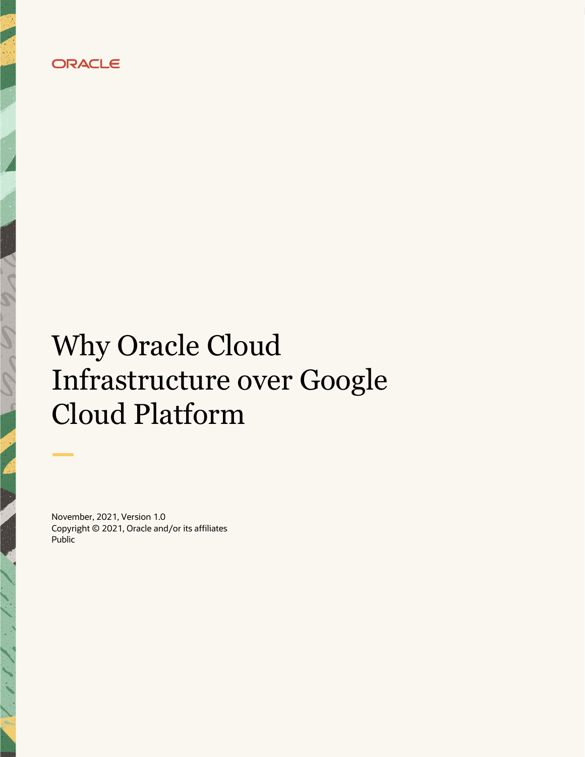ORACLE

# Why Oracle Cloud Infrastructure over Google Cloud Platform

November, 2021, Version 1.0
Copyright © 2021, Oracle and/or its affiliates
Public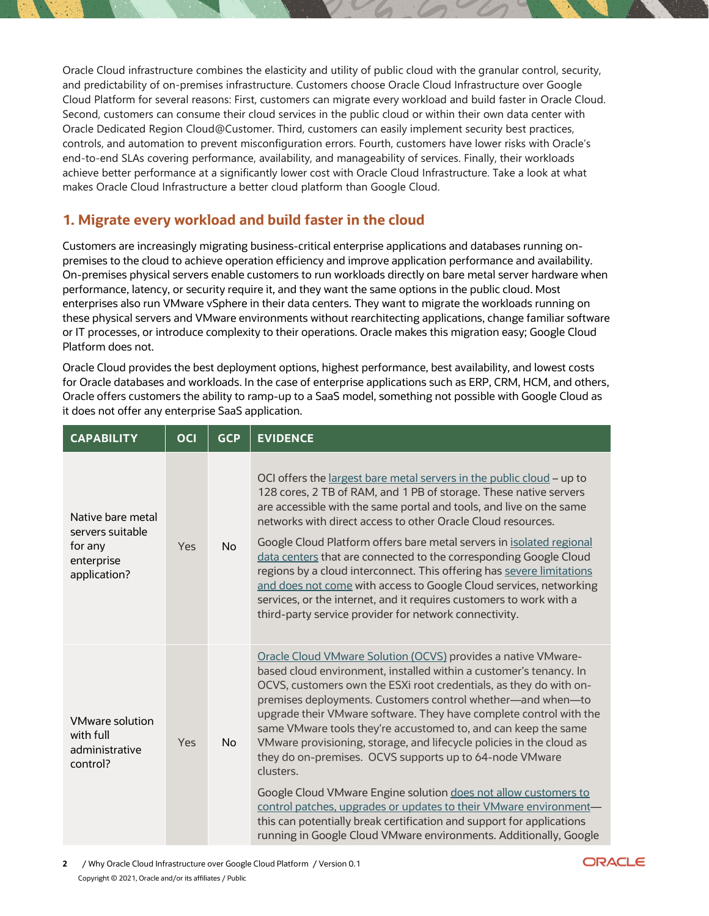Oracle Cloud infrastructure combines the elasticity and utility of public cloud with the granular control, security, and predictability of on-premises infrastructure. Customers choose Oracle Cloud Infrastructure over Google Cloud Platform for several reasons: First, customers can migrate every workload and build faster in Oracle Cloud. Second, customers can consume their cloud services in the public cloud or within their own data center with Oracle Dedicated Region Cloud@Customer. Third, customers can easily implement security best practices, controls, and automation to prevent misconfiguration errors. Fourth, customers have lower risks with Oracle's end-to-end SLAs covering performance, availability, and manageability of services. Finally, their workloads achieve better performance at a significantly lower cost with Oracle Cloud Infrastructure. Take a look at what makes Oracle Cloud Infrastructure a better cloud platform than Google Cloud.

## 1. Migrate every workload and build faster in the cloud

Customers are increasingly migrating business-critical enterprise applications and databases running on-premises to the cloud to achieve operation efficiency and improve application performance and availability. On-premises physical servers enable customers to run workloads directly on bare metal server hardware when performance, latency, or security require it, and they want the same options in the public cloud. Most enterprises also run VMware vSphere in their data centers. They want to migrate the workloads running on these physical servers and VMware environments without rearchitecting applications, change familiar software or IT processes, or introduce complexity to their operations. Oracle makes this migration easy; Google Cloud Platform does not.

Oracle Cloud provides the best deployment options, highest performance, best availability, and lowest costs for Oracle databases and workloads. In the case of enterprise applications such as ERP, CRM, HCM, and others, Oracle offers customers the ability to ramp-up to a SaaS model, something not possible with Google Cloud as it does not offer any enterprise SaaS application.

| CAPABILITY | OCI | GCP | EVIDENCE |
|---|---|---|---|
| Native bare metal servers suitable for any enterprise application? | Yes | No | OCI offers the largest bare metal servers in the public cloud – up to 128 cores, 2 TB of RAM, and 1 PB of storage. These native servers are accessible with the same portal and tools, and live on the same networks with direct access to other Oracle Cloud resources.<br><br>Google Cloud Platform offers bare metal servers in isolated regional data centers that are connected to the corresponding Google Cloud regions by a cloud interconnect. This offering has severe limitations and does not come with access to Google Cloud services, networking services, or the internet, and it requires customers to work with a third-party service provider for network connectivity. |
| VMware solution with full administrative control? | Yes | No | Oracle Cloud VMware Solution (OCVS) provides a native VMware-based cloud environment, installed within a customer's tenancy. In OCVS, customers own the ESXi root credentials, as they do with on-premises deployments. Customers control whether—and when—to upgrade their VMware software. They have complete control with the same VMware tools they're accustomed to, and can keep the same VMware provisioning, storage, and lifecycle policies in the cloud as they do on-premises. OCVS supports up to 64-node VMware clusters.<br><br>Google Cloud VMware Engine solution does not allow customers to control patches, upgrades or updates to their VMware environment—this can potentially break certification and support for applications running in Google Cloud VMware environments. Additionally, Google |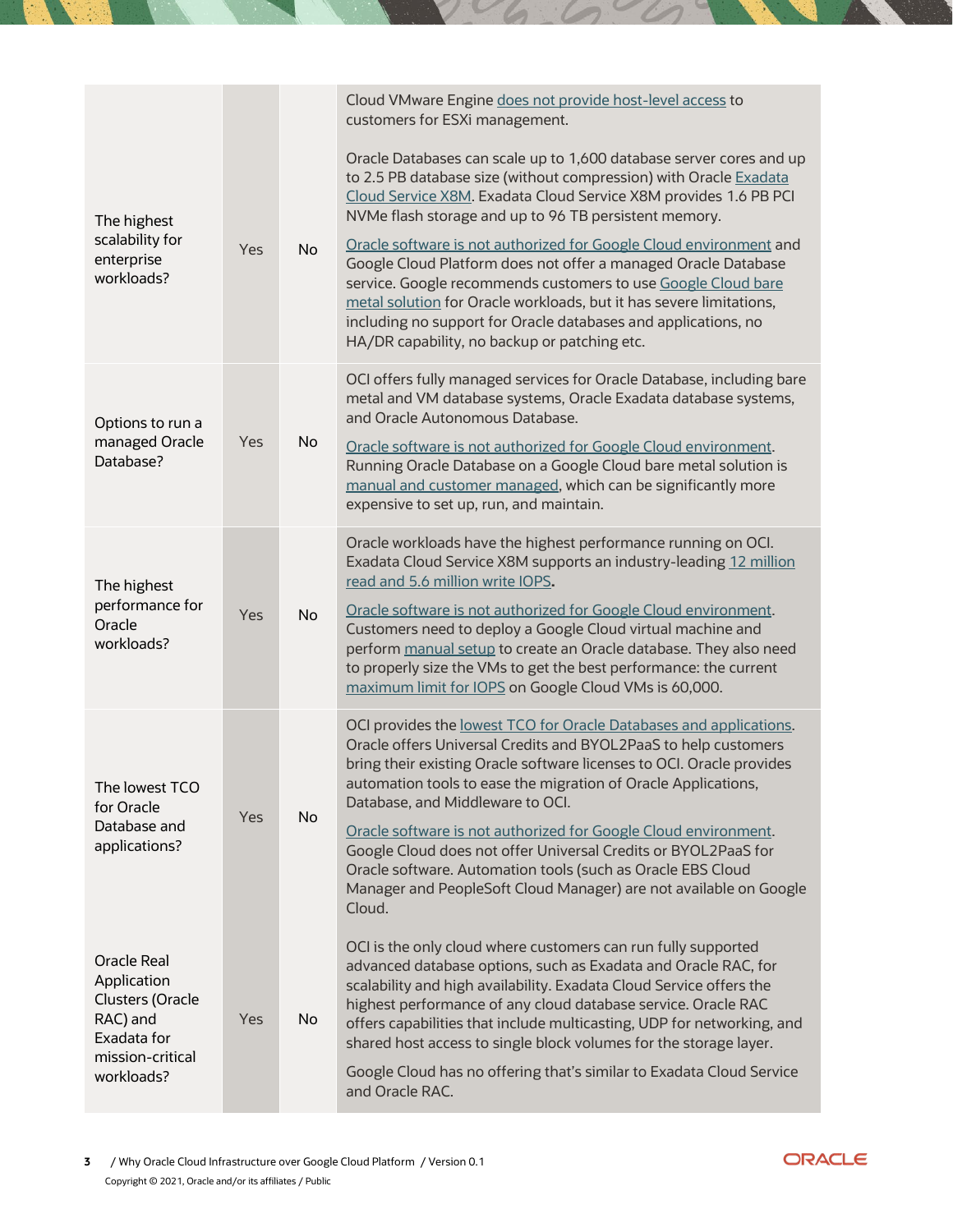| | | | |
|---|---|---|---|
| The highest scalability for enterprise workloads? | Yes | No | Cloud VMware Engine does not provide host-level access to customers for ESXi management.<br><br>Oracle Databases can scale up to 1,600 database server cores and up to 2.5 PB database size (without compression) with Oracle Exadata Cloud Service X8M. Exadata Cloud Service X8M provides 1.6 PB PCI NVMe flash storage and up to 96 TB persistent memory.<br><br>Oracle software is not authorized for Google Cloud environment and Google Cloud Platform does not offer a managed Oracle Database service. Google recommends customers to use Google Cloud bare metal solution for Oracle workloads, but it has severe limitations, including no support for Oracle databases and applications, no HA/DR capability, no backup or patching etc. |
| Options to run a managed Oracle Database? | Yes | No | OCI offers fully managed services for Oracle Database, including bare metal and VM database systems, Oracle Exadata database systems, and Oracle Autonomous Database.<br><br>Oracle software is not authorized for Google Cloud environment. Running Oracle Database on a Google Cloud bare metal solution is manual and customer managed, which can be significantly more expensive to set up, run, and maintain. |
| The highest performance for Oracle workloads? | Yes | No | Oracle workloads have the highest performance running on OCI. Exadata Cloud Service X8M supports an industry-leading 12 million read and 5.6 million write IOPS.<br><br>Oracle software is not authorized for Google Cloud environment. Customers need to deploy a Google Cloud virtual machine and perform manual setup to create an Oracle database. They also need to properly size the VMs to get the best performance: the current maximum limit for IOPS on Google Cloud VMs is 60,000. |
| The lowest TCO for Oracle Database and applications? | Yes | No | OCI provides the lowest TCO for Oracle Databases and applications. Oracle offers Universal Credits and BYOL2PaaS to help customers bring their existing Oracle software licenses to OCI. Oracle provides automation tools to ease the migration of Oracle Applications, Database, and Middleware to OCI.<br><br>Oracle software is not authorized for Google Cloud environment. Google Cloud does not offer Universal Credits or BYOL2PaaS for Oracle software. Automation tools (such as Oracle EBS Cloud Manager and PeopleSoft Cloud Manager) are not available on Google Cloud. |
| Oracle Real Application Clusters (Oracle RAC) and Exadata for mission-critical workloads? | Yes | No | OCI is the only cloud where customers can run fully supported advanced database options, such as Exadata and Oracle RAC, for scalability and high availability. Exadata Cloud Service offers the highest performance of any cloud database service. Oracle RAC offers capabilities that include multicasting, UDP for networking, and shared host access to single block volumes for the storage layer.<br><br>Google Cloud has no offering that's similar to Exadata Cloud Service and Oracle RAC. |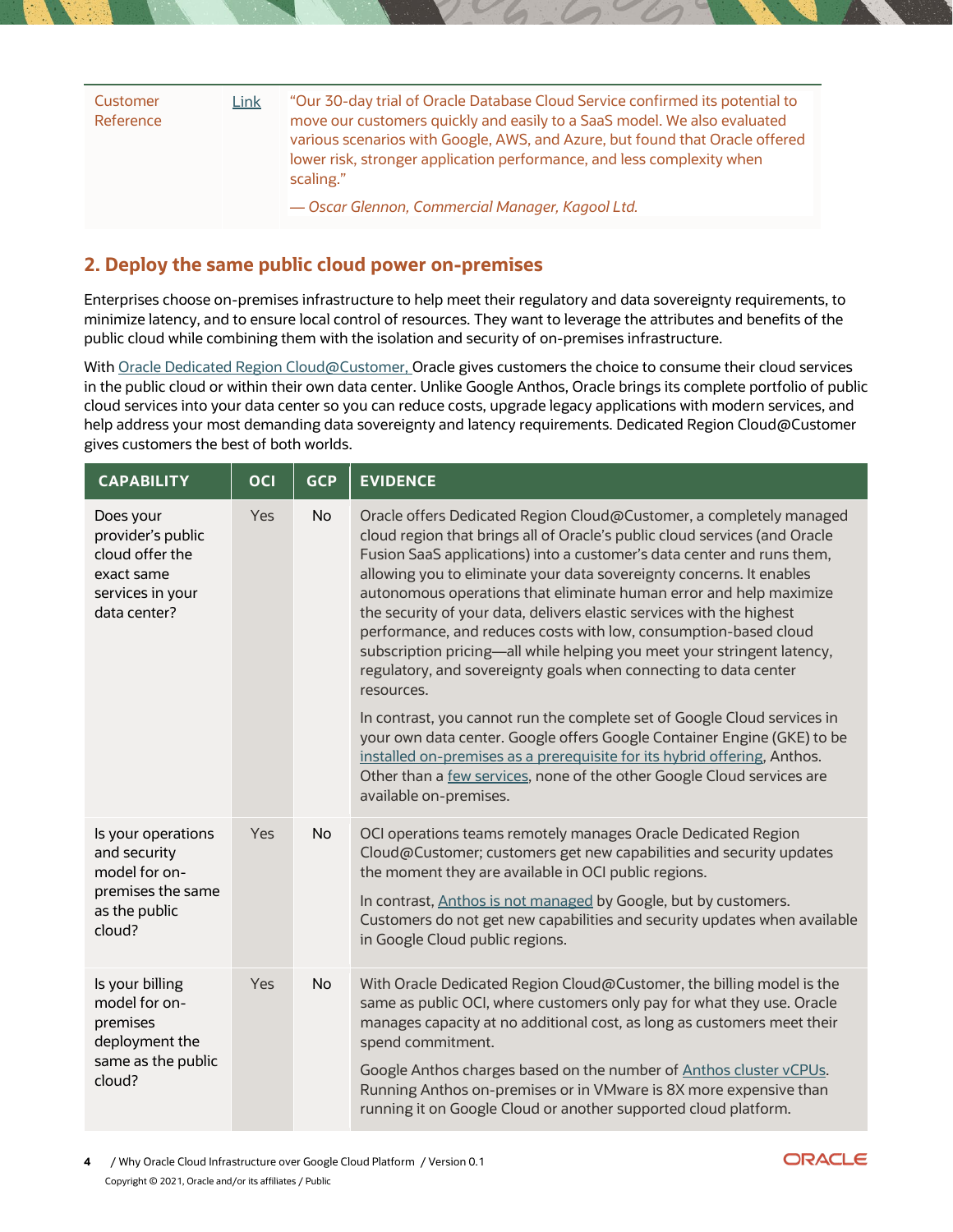| Customer Reference | Link | "Our 30-day trial of Oracle Database Cloud Service confirmed its potential to move our customers quickly and easily to a SaaS model. We also evaluated various scenarios with Google, AWS, and Azure, but found that Oracle offered lower risk, stronger application performance, and less complexity when scaling." *— Oscar Glennon, Commercial Manager, Kagool Ltd.* |
|---|---|---|

## 2. Deploy the same public cloud power on-premises

Enterprises choose on-premises infrastructure to help meet their regulatory and data sovereignty requirements, to minimize latency, and to ensure local control of resources. They want to leverage the attributes and benefits of the public cloud while combining them with the isolation and security of on-premises infrastructure.

With Oracle Dedicated Region Cloud@Customer, Oracle gives customers the choice to consume their cloud services in the public cloud or within their own data center. Unlike Google Anthos, Oracle brings its complete portfolio of public cloud services into your data center so you can reduce costs, upgrade legacy applications with modern services, and help address your most demanding data sovereignty and latency requirements. Dedicated Region Cloud@Customer gives customers the best of both worlds.

| CAPABILITY | OCI | GCP | EVIDENCE |
|---|---|---|---|
| Does your provider's public cloud offer the exact same services in your data center? | Yes | No | Oracle offers Dedicated Region Cloud@Customer, a completely managed cloud region that brings all of Oracle's public cloud services (and Oracle Fusion SaaS applications) into a customer's data center and runs them, allowing you to eliminate your data sovereignty concerns. It enables autonomous operations that eliminate human error and help maximize the security of your data, delivers elastic services with the highest performance, and reduces costs with low, consumption-based cloud subscription pricing—all while helping you meet your stringent latency, regulatory, and sovereignty goals when connecting to data center resources.<br><br>In contrast, you cannot run the complete set of Google Cloud services in your own data center. Google offers Google Container Engine (GKE) to be installed on-premises as a prerequisite for its hybrid offering, Anthos. Other than a few services, none of the other Google Cloud services are available on-premises. |
| Is your operations and security model for on-premises the same as the public cloud? | Yes | No | OCI operations teams remotely manages Oracle Dedicated Region Cloud@Customer; customers get new capabilities and security updates the moment they are available in OCI public regions.<br><br>In contrast, Anthos is not managed by Google, but by customers. Customers do not get new capabilities and security updates when available in Google Cloud public regions. |
| Is your billing model for on-premises deployment the same as the public cloud? | Yes | No | With Oracle Dedicated Region Cloud@Customer, the billing model is the same as public OCI, where customers only pay for what they use. Oracle manages capacity at no additional cost, as long as customers meet their spend commitment.<br><br>Google Anthos charges based on the number of Anthos cluster vCPUs. Running Anthos on-premises or in VMware is 8X more expensive than running it on Google Cloud or another supported cloud platform. |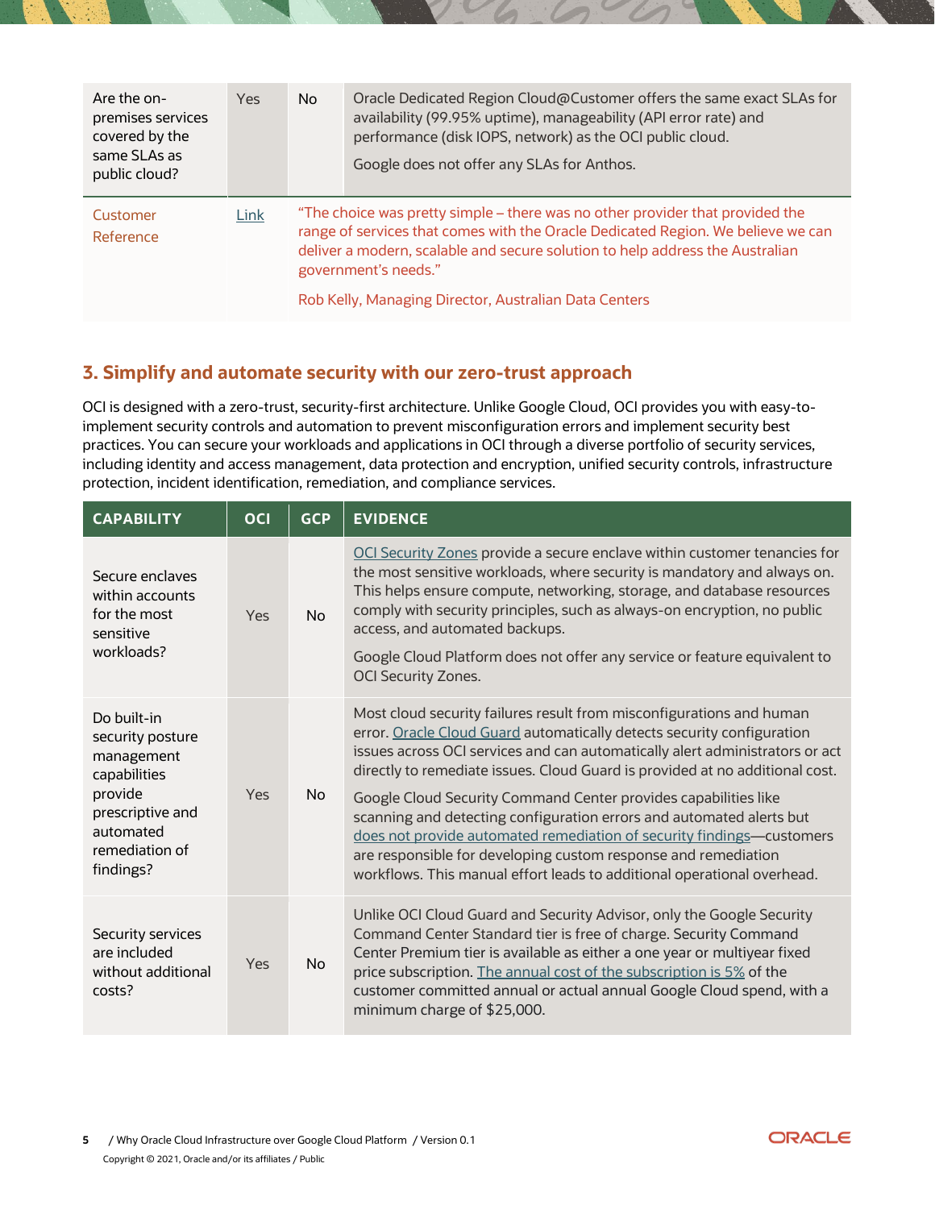| | | | |
|---|---|---|---|
| Are the on-premises services covered by the same SLAs as public cloud? | Yes | No | Oracle Dedicated Region Cloud@Customer offers the same exact SLAs for availability (99.95% uptime), manageability (API error rate) and performance (disk IOPS, network) as the OCI public cloud.<br><br>Google does not offer any SLAs for Anthos. |
| Customer Reference | Link | | "The choice was pretty simple – there was no other provider that provided the range of services that comes with the Oracle Dedicated Region. We believe we can deliver a modern, scalable and secure solution to help address the Australian government's needs."<br><br>Rob Kelly, Managing Director, Australian Data Centers |

## 3. Simplify and automate security with our zero-trust approach

OCI is designed with a zero-trust, security-first architecture. Unlike Google Cloud, OCI provides you with easy-to-implement security controls and automation to prevent misconfiguration errors and implement security best practices. You can secure your workloads and applications in OCI through a diverse portfolio of security services, including identity and access management, data protection and encryption, unified security controls, infrastructure protection, incident identification, remediation, and compliance services.

| CAPABILITY | OCI | GCP | EVIDENCE |
|---|---|---|---|
| Secure enclaves within accounts for the most sensitive workloads? | Yes | No | OCI Security Zones provide a secure enclave within customer tenancies for the most sensitive workloads, where security is mandatory and always on. This helps ensure compute, networking, storage, and database resources comply with security principles, such as always-on encryption, no public access, and automated backups.<br><br>Google Cloud Platform does not offer any service or feature equivalent to OCI Security Zones. |
| Do built-in security posture management capabilities provide prescriptive and automated remediation of findings? | Yes | No | Most cloud security failures result from misconfigurations and human error. Oracle Cloud Guard automatically detects security configuration issues across OCI services and can automatically alert administrators or act directly to remediate issues. Cloud Guard is provided at no additional cost.<br><br>Google Cloud Security Command Center provides capabilities like scanning and detecting configuration errors and automated alerts but does not provide automated remediation of security findings—customers are responsible for developing custom response and remediation workflows. This manual effort leads to additional operational overhead. |
| Security services are included without additional costs? | Yes | No | Unlike OCI Cloud Guard and Security Advisor, only the Google Security Command Center Standard tier is free of charge. Security Command Center Premium tier is available as either a one year or multiyear fixed price subscription. The annual cost of the subscription is 5% of the customer committed annual or actual annual Google Cloud spend, with a minimum charge of $25,000. |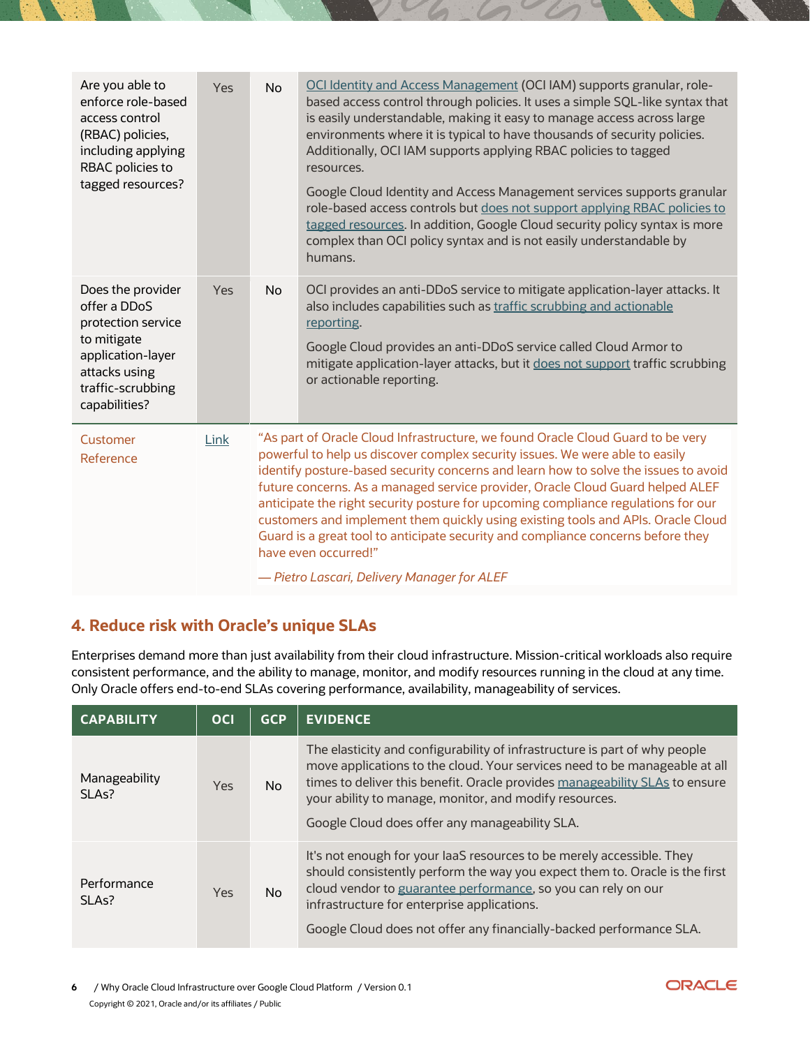| | | | |
|---|---|---|---|
| Are you able to enforce role-based access control (RBAC) policies, including applying RBAC policies to tagged resources? | Yes | No | [OCI Identity and Access Management](#) (OCI IAM) supports granular, role-based access control through policies. It uses a simple SQL-like syntax that is easily understandable, making it easy to manage access across large environments where it is typical to have thousands of security policies. Additionally, OCI IAM supports applying RBAC policies to tagged resources.<br><br>Google Cloud Identity and Access Management services supports granular role-based access controls but [does not support applying RBAC policies to tagged resources](#). In addition, Google Cloud security policy syntax is more complex than OCI policy syntax and is not easily understandable by humans. |
| Does the provider offer a DDoS protection service to mitigate application-layer attacks using traffic-scrubbing capabilities? | Yes | No | OCI provides an anti-DDoS service to mitigate application-layer attacks. It also includes capabilities such as [traffic scrubbing and actionable reporting](#).<br><br>Google Cloud provides an anti-DDoS service called Cloud Armor to mitigate application-layer attacks, but it [does not support](#) traffic scrubbing or actionable reporting. |
| Customer Reference | [Link](#) | | "As part of Oracle Cloud Infrastructure, we found Oracle Cloud Guard to be very powerful to help us discover complex security issues. We were able to easily identify posture-based security concerns and learn how to solve the issues to avoid future concerns. As a managed service provider, Oracle Cloud Guard helped ALEF anticipate the right security posture for upcoming compliance regulations for our customers and implement them quickly using existing tools and APIs. Oracle Cloud Guard is a great tool to anticipate security and compliance concerns before they have even occurred!"<br><br>*— Pietro Lascari, Delivery Manager for ALEF* |

## 4. Reduce risk with Oracle's unique SLAs

Enterprises demand more than just availability from their cloud infrastructure. Mission-critical workloads also require consistent performance, and the ability to manage, monitor, and modify resources running in the cloud at any time. Only Oracle offers end-to-end SLAs covering performance, availability, manageability of services.

| CAPABILITY | OCI | GCP | EVIDENCE |
|---|---|---|---|
| Manageability SLAs? | Yes | No | The elasticity and configurability of infrastructure is part of why people move applications to the cloud. Your services need to be manageable at all times to deliver this benefit. Oracle provides [manageability SLAs](#) to ensure your ability to manage, monitor, and modify resources.<br><br>Google Cloud does offer any manageability SLA. |
| Performance SLAs? | Yes | No | It's not enough for your IaaS resources to be merely accessible. They should consistently perform the way you expect them to. Oracle is the first cloud vendor to [guarantee performance](#), so you can rely on our infrastructure for enterprise applications.<br><br>Google Cloud does not offer any financially-backed performance SLA. |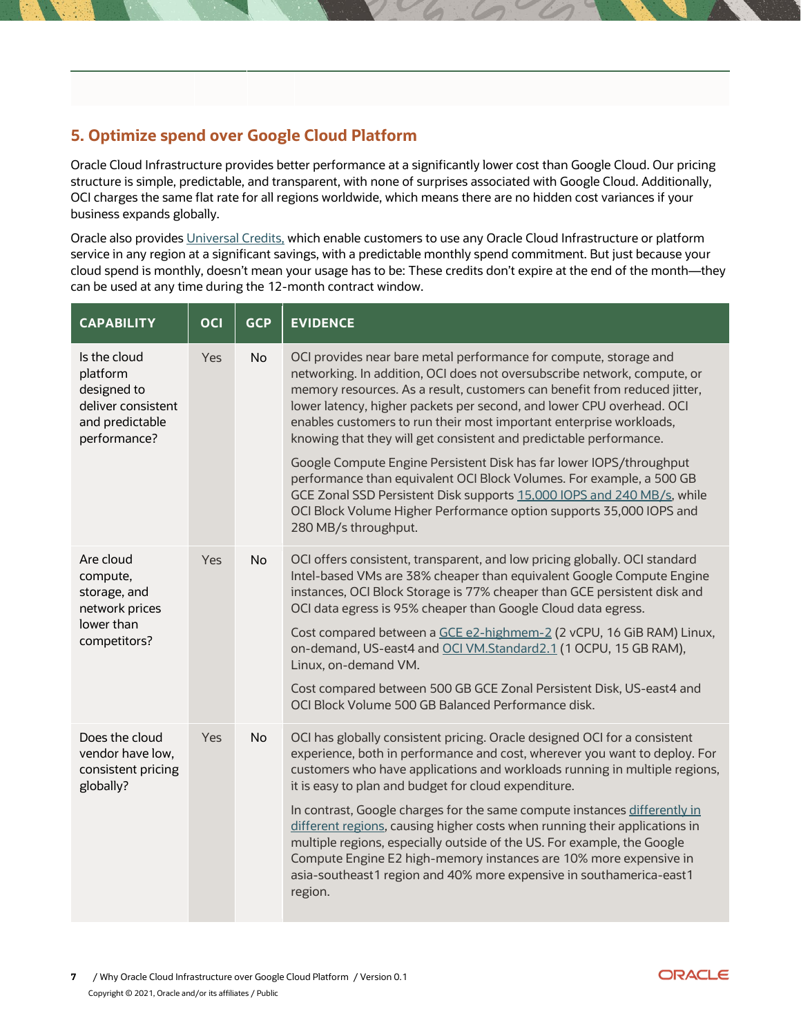## 5. Optimize spend over Google Cloud Platform

Oracle Cloud Infrastructure provides better performance at a significantly lower cost than Google Cloud. Our pricing structure is simple, predictable, and transparent, with none of surprises associated with Google Cloud. Additionally, OCI charges the same flat rate for all regions worldwide, which means there are no hidden cost variances if your business expands globally.

Oracle also provides Universal Credits, which enable customers to use any Oracle Cloud Infrastructure or platform service in any region at a significant savings, with a predictable monthly spend commitment. But just because your cloud spend is monthly, doesn't mean your usage has to be: These credits don't expire at the end of the month—they can be used at any time during the 12-month contract window.

| CAPABILITY | OCI | GCP | EVIDENCE |
|---|---|---|---|
| Is the cloud platform designed to deliver consistent and predictable performance? | Yes | No | OCI provides near bare metal performance for compute, storage and networking. In addition, OCI does not oversubscribe network, compute, or memory resources. As a result, customers can benefit from reduced jitter, lower latency, higher packets per second, and lower CPU overhead. OCI enables customers to run their most important enterprise workloads, knowing that they will get consistent and predictable performance.<br><br>Google Compute Engine Persistent Disk has far lower IOPS/throughput performance than equivalent OCI Block Volumes. For example, a 500 GB GCE Zonal SSD Persistent Disk supports 15,000 IOPS and 240 MB/s, while OCI Block Volume Higher Performance option supports 35,000 IOPS and 280 MB/s throughput. |
| Are cloud compute, storage, and network prices lower than competitors? | Yes | No | OCI offers consistent, transparent, and low pricing globally. OCI standard Intel-based VMs are 38% cheaper than equivalent Google Compute Engine instances, OCI Block Storage is 77% cheaper than GCE persistent disk and OCI data egress is 95% cheaper than Google Cloud data egress.<br><br>Cost compared between a GCE e2-highmem-2 (2 vCPU, 16 GiB RAM) Linux, on-demand, US-east4 and OCI VM.Standard2.1 (1 OCPU, 15 GB RAM), Linux, on-demand VM.<br><br>Cost compared between 500 GB GCE Zonal Persistent Disk, US-east4 and OCI Block Volume 500 GB Balanced Performance disk. |
| Does the cloud vendor have low, consistent pricing globally? | Yes | No | OCI has globally consistent pricing. Oracle designed OCI for a consistent experience, both in performance and cost, wherever you want to deploy. For customers who have applications and workloads running in multiple regions, it is easy to plan and budget for cloud expenditure.<br><br>In contrast, Google charges for the same compute instances differently in different regions, causing higher costs when running their applications in multiple regions, especially outside of the US. For example, the Google Compute Engine E2 high-memory instances are 10% more expensive in asia-southeast1 region and 40% more expensive in southamerica-east1 region. |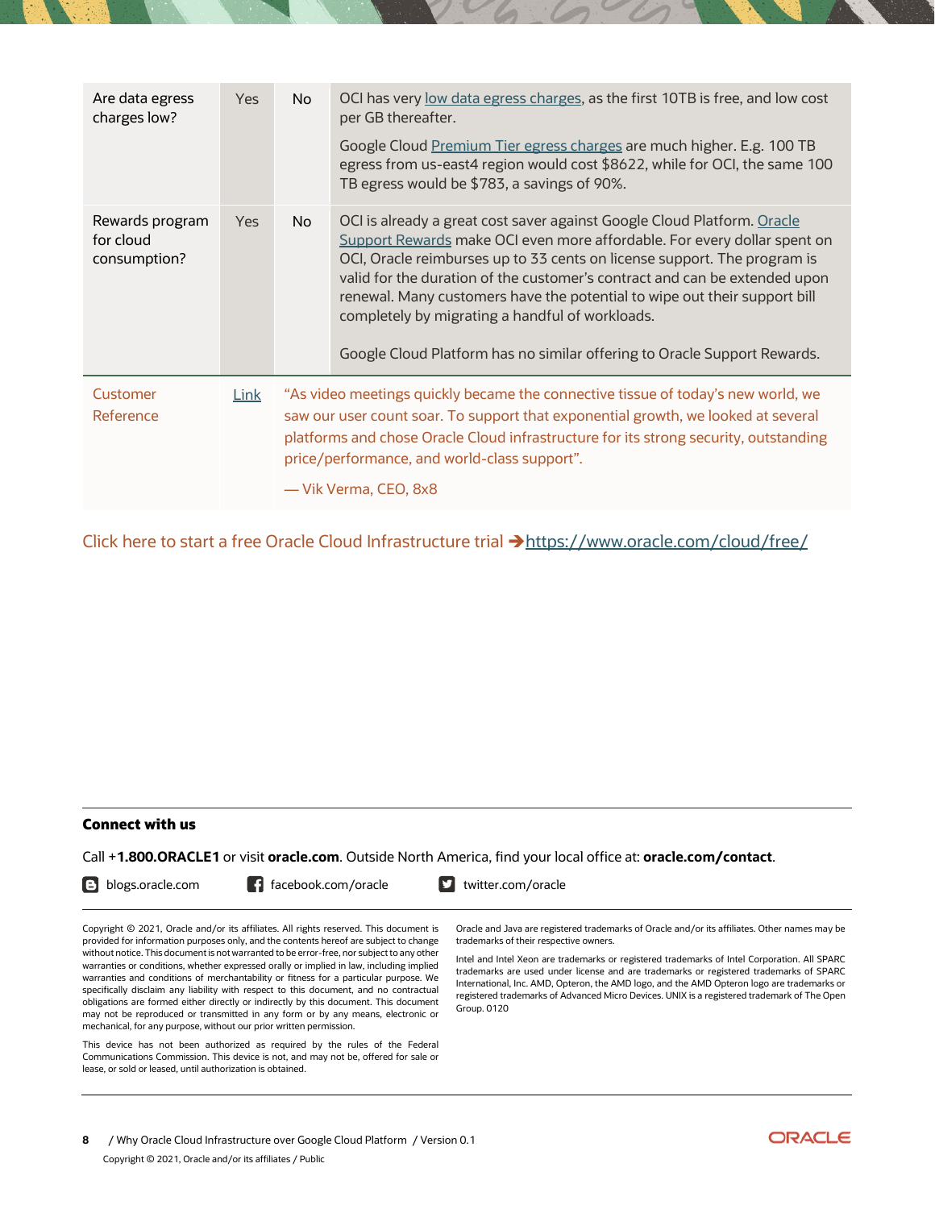| | | | |
|---|---|---|---|
| Are data egress charges low? | Yes | No | OCI has very low data egress charges, as the first 10TB is free, and low cost per GB thereafter.<br><br>Google Cloud Premium Tier egress charges are much higher. E.g. 100 TB egress from us-east4 region would cost $8622, while for OCI, the same 100 TB egress would be $783, a savings of 90%. |
| Rewards program for cloud consumption? | Yes | No | OCI is already a great cost saver against Google Cloud Platform. Oracle Support Rewards make OCI even more affordable. For every dollar spent on OCI, Oracle reimburses up to 33 cents on license support. The program is valid for the duration of the customer's contract and can be extended upon renewal. Many customers have the potential to wipe out their support bill completely by migrating a handful of workloads.<br><br>Google Cloud Platform has no similar offering to Oracle Support Rewards. |
| Customer Reference | Link | "As video meetings quickly became the connective tissue of today's new world, we saw our user count soar. To support that exponential growth, we looked at several platforms and chose Oracle Cloud infrastructure for its strong security, outstanding price/performance, and world-class support".<br><br>— Vik Verma, CEO, 8x8 | |

Click here to start a free Oracle Cloud Infrastructure trial ➔https://www.oracle.com/cloud/free/

**Connect with us**

Call +**1.800.ORACLE1** or visit **oracle.com**. Outside North America, find your local office at: **oracle.com/contact**.

blogs.oracle.com    facebook.com/oracle    twitter.com/oracle

Copyright © 2021, Oracle and/or its affiliates. All rights reserved. This document is provided for information purposes only, and the contents hereof are subject to change without notice. This document is not warranted to be error-free, nor subject to any other warranties or conditions, whether expressed orally or implied in law, including implied warranties and conditions of merchantability or fitness for a particular purpose. We specifically disclaim any liability with respect to this document, and no contractual obligations are formed either directly or indirectly by this document. This document may not be reproduced or transmitted in any form or by any means, electronic or mechanical, for any purpose, without our prior written permission.

This device has not been authorized as required by the rules of the Federal Communications Commission. This device is not, and may not be, offered for sale or lease, or sold or leased, until authorization is obtained.

Oracle and Java are registered trademarks of Oracle and/or its affiliates. Other names may be trademarks of their respective owners.

Intel and Intel Xeon are trademarks or registered trademarks of Intel Corporation. All SPARC trademarks are used under license and are trademarks or registered trademarks of SPARC International, Inc. AMD, Opteron, the AMD logo, and the AMD Opteron logo are trademarks or registered trademarks of Advanced Micro Devices. UNIX is a registered trademark of The Open Group. 0120